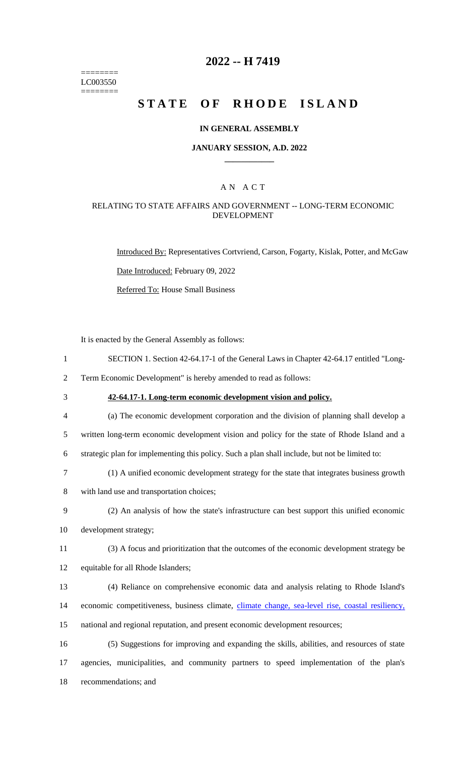========
LC003550
========

# 2022 -- H 7419

# STATE OF RHODE ISLAND

### IN GENERAL ASSEMBLY

### JANUARY SESSION, A.D. 2022

## A N A C T

### RELATING TO STATE AFFAIRS AND GOVERNMENT -- LONG-TERM ECONOMIC DEVELOPMENT

Introduced By: Representatives Cortvriend, Carson, Fogarty, Kislak, Potter, and McGaw

Date Introduced: February 09, 2022

Referred To: House Small Business

It is enacted by the General Assembly as follows:

1 SECTION 1. Section 42-64.17-1 of the General Laws in Chapter 42-64.17 entitled "Long-
2 Term Economic Development" is hereby amended to read as follows:

3 **42-64.17-1. Long-term economic development vision and policy.**

4 (a) The economic development corporation and the division of planning shall develop a
5 written long-term economic development vision and policy for the state of Rhode Island and a
6 strategic plan for implementing this policy. Such a plan shall include, but not be limited to:

7 (1) A unified economic development strategy for the state that integrates business growth
8 with land use and transportation choices;

9 (2) An analysis of how the state's infrastructure can best support this unified economic
10 development strategy;

11 (3) A focus and prioritization that the outcomes of the economic development strategy be
12 equitable for all Rhode Islanders;

13 (4) Reliance on comprehensive economic data and analysis relating to Rhode Island's
14 economic competitiveness, business climate, climate change, sea-level rise, coastal resiliency,
15 national and regional reputation, and present economic development resources;

16 (5) Suggestions for improving and expanding the skills, abilities, and resources of state
17 agencies, municipalities, and community partners to speed implementation of the plan's
18 recommendations; and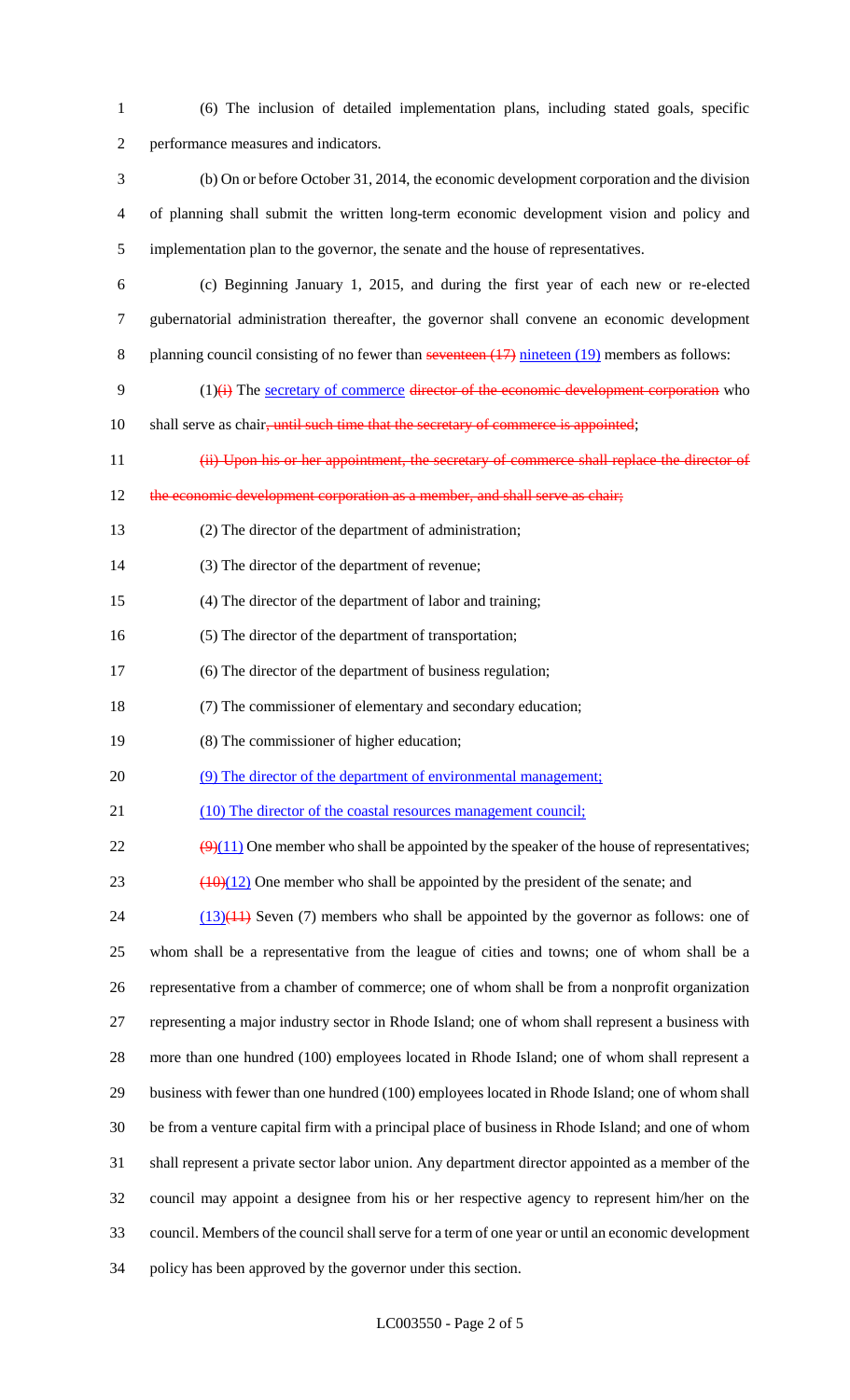(6) The inclusion of detailed implementation plans, including stated goals, specific performance measures and indicators.

(b) On or before October 31, 2014, the economic development corporation and the division of planning shall submit the written long-term economic development vision and policy and implementation plan to the governor, the senate and the house of representatives.

(c) Beginning January 1, 2015, and during the first year of each new or re-elected gubernatorial administration thereafter, the governor shall convene an economic development planning council consisting of no fewer than ~~seventeen (17)~~ nineteen (19) members as follows:

(1)~~(i)~~ The secretary of commerce ~~director of the economic development corporation~~ who shall serve as chair~~, until such time that the secretary of commerce is appointed~~;

~~(ii) Upon his or her appointment, the secretary of commerce shall replace the director of the economic development corporation as a member, and shall serve as chair;~~

(2) The director of the department of administration;

(3) The director of the department of revenue;

(4) The director of the department of labor and training;

(5) The director of the department of transportation;

(6) The director of the department of business regulation;

(7) The commissioner of elementary and secondary education;

(8) The commissioner of higher education;

(9) The director of the department of environmental management;

(10) The director of the coastal resources management council;

~~(9)~~(11) One member who shall be appointed by the speaker of the house of representatives;

~~(10)~~(12) One member who shall be appointed by the president of the senate; and

(13)~~(11)~~ Seven (7) members who shall be appointed by the governor as follows: one of whom shall be a representative from the league of cities and towns; one of whom shall be a representative from a chamber of commerce; one of whom shall be from a nonprofit organization representing a major industry sector in Rhode Island; one of whom shall represent a business with more than one hundred (100) employees located in Rhode Island; one of whom shall represent a business with fewer than one hundred (100) employees located in Rhode Island; one of whom shall be from a venture capital firm with a principal place of business in Rhode Island; and one of whom shall represent a private sector labor union. Any department director appointed as a member of the council may appoint a designee from his or her respective agency to represent him/her on the council. Members of the council shall serve for a term of one year or until an economic development policy has been approved by the governor under this section.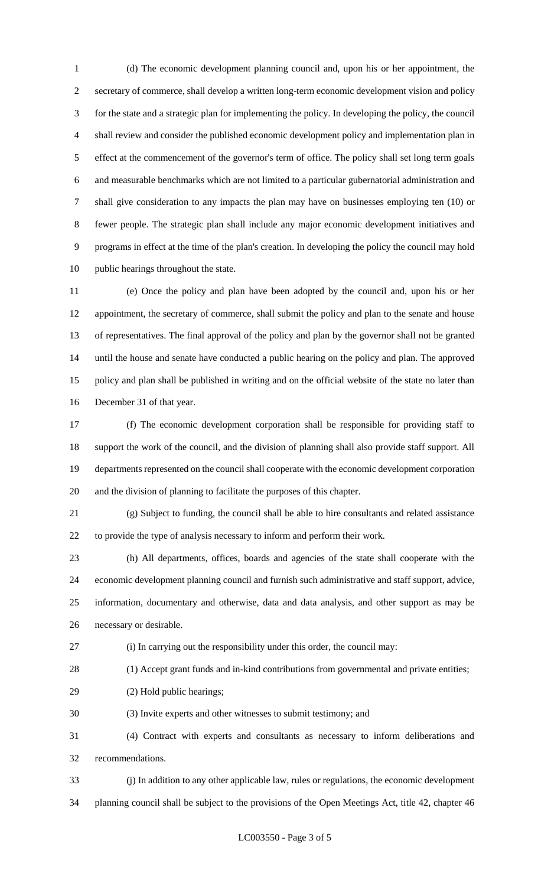(d) The economic development planning council and, upon his or her appointment, the secretary of commerce, shall develop a written long-term economic development vision and policy for the state and a strategic plan for implementing the policy. In developing the policy, the council shall review and consider the published economic development policy and implementation plan in effect at the commencement of the governor's term of office. The policy shall set long term goals and measurable benchmarks which are not limited to a particular gubernatorial administration and shall give consideration to any impacts the plan may have on businesses employing ten (10) or fewer people. The strategic plan shall include any major economic development initiatives and programs in effect at the time of the plan's creation. In developing the policy the council may hold public hearings throughout the state.

(e) Once the policy and plan have been adopted by the council and, upon his or her appointment, the secretary of commerce, shall submit the policy and plan to the senate and house of representatives. The final approval of the policy and plan by the governor shall not be granted until the house and senate have conducted a public hearing on the policy and plan. The approved policy and plan shall be published in writing and on the official website of the state no later than December 31 of that year.

(f) The economic development corporation shall be responsible for providing staff to support the work of the council, and the division of planning shall also provide staff support. All departments represented on the council shall cooperate with the economic development corporation and the division of planning to facilitate the purposes of this chapter.

(g) Subject to funding, the council shall be able to hire consultants and related assistance to provide the type of analysis necessary to inform and perform their work.

(h) All departments, offices, boards and agencies of the state shall cooperate with the economic development planning council and furnish such administrative and staff support, advice, information, documentary and otherwise, data and data analysis, and other support as may be necessary or desirable.

(i) In carrying out the responsibility under this order, the council may:

(1) Accept grant funds and in-kind contributions from governmental and private entities;

(2) Hold public hearings;

(3) Invite experts and other witnesses to submit testimony; and

(4) Contract with experts and consultants as necessary to inform deliberations and recommendations.

(j) In addition to any other applicable law, rules or regulations, the economic development planning council shall be subject to the provisions of the Open Meetings Act, title 42, chapter 46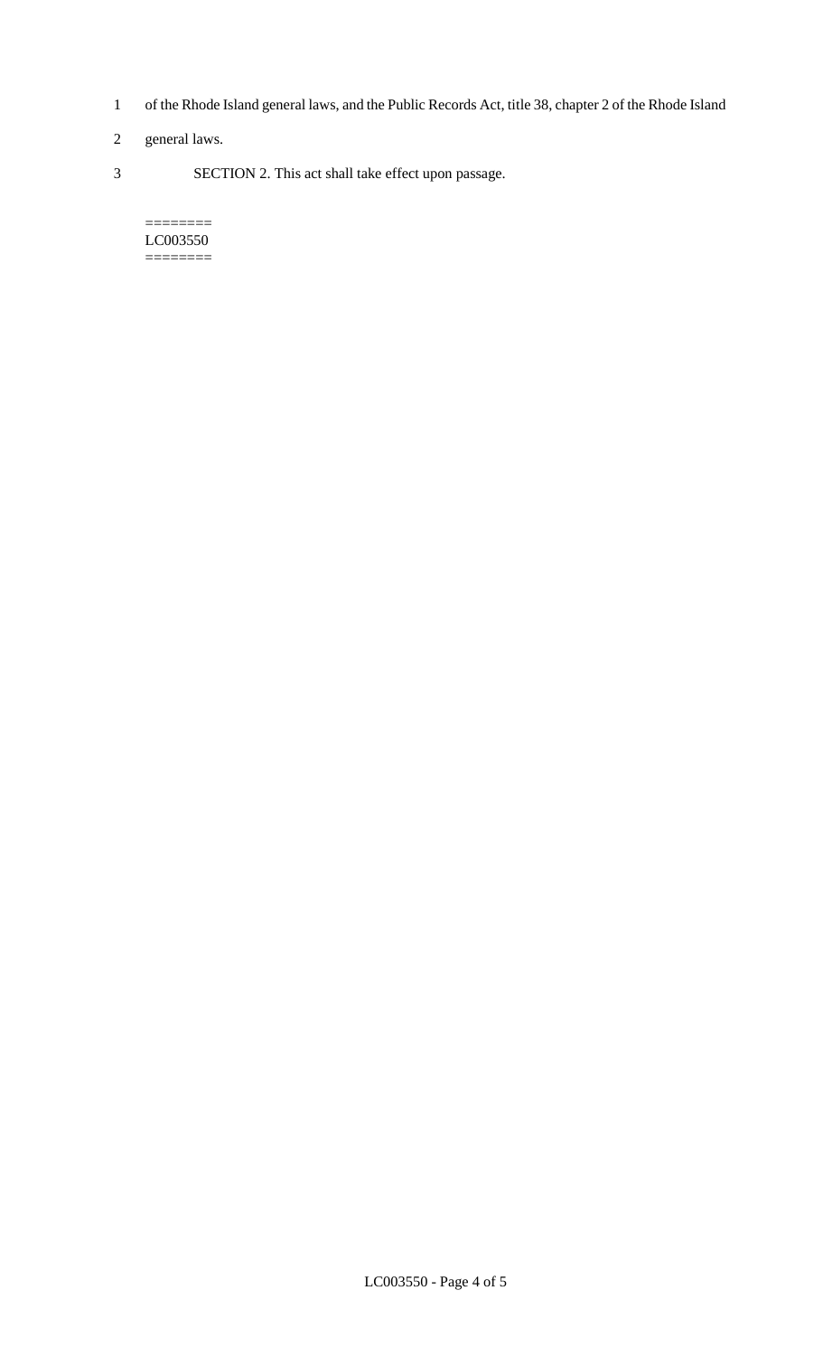of the Rhode Island general laws, and the Public Records Act, title 38, chapter 2 of the Rhode Island general laws.

SECTION 2. This act shall take effect upon passage.

========
LC003550
========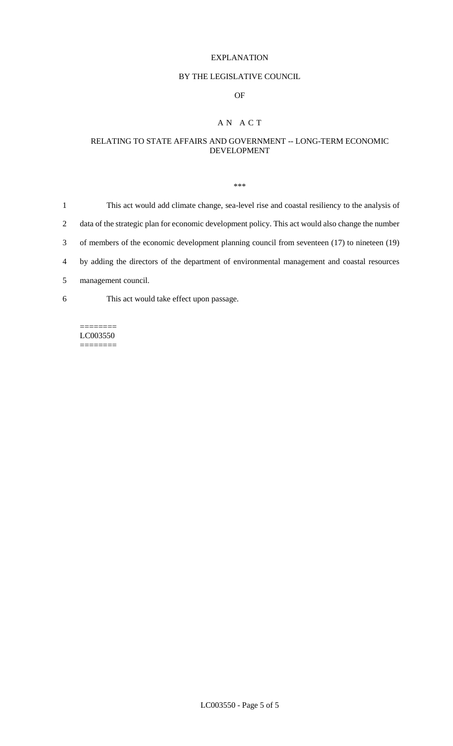EXPLANATION

BY THE LEGISLATIVE COUNCIL

OF

A N A C T

RELATING TO STATE AFFAIRS AND GOVERNMENT -- LONG-TERM ECONOMIC DEVELOPMENT

***

This act would add climate change, sea-level rise and coastal resiliency to the analysis of data of the strategic plan for economic development policy. This act would also change the number of members of the economic development planning council from seventeen (17) to nineteen (19) by adding the directors of the department of environmental management and coastal resources management council.

This act would take effect upon passage.

========
LC003550
========